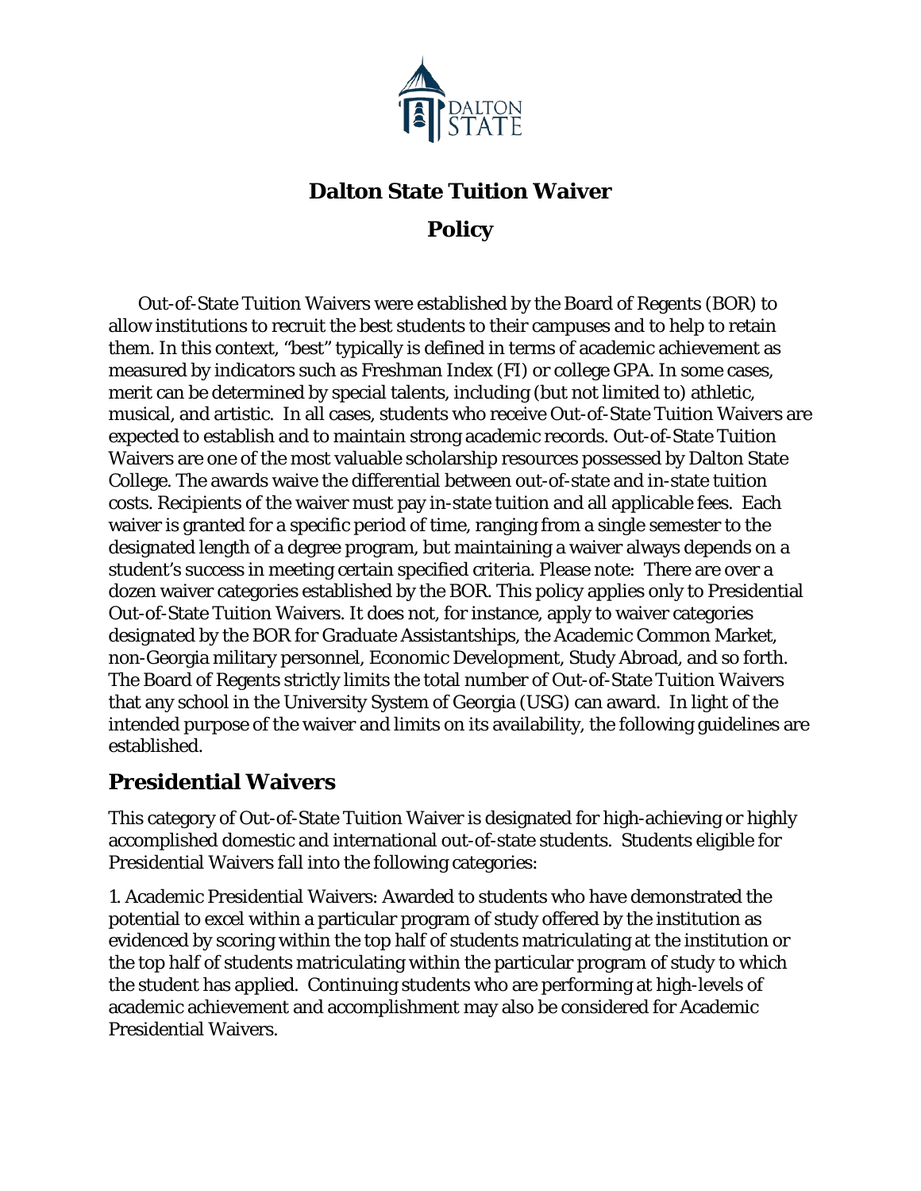# Dalton State Tuition Waiver Policy

Out-of-State Tuition Waivers were established by the Board of Regents (BOR) to allow institutions to recruit the best students to their campuses and to help to retain them. In this context, "best" typically is defined in terms of academic achievement as measured by indicators such as Freshman Index (FI) or college GPA. In some cases, merit can be determined by special talents, including (but not limited to) athletic, musical, and artistic. In all cases, students who receive Out-of-State Tuition Waivers are expected to establish and to maintain strong academic records. Out-of-State Tuition Waivers are one of the most valuable scholarship resources possessed by Dalton State College. The awards waive the differential between out-of-state and in-state tuition costs. Recipients of the waiver must pay in-state tuition and all applicable fees. Each waiver is granted for a specific period of time, ranging from a single semester to the designated length of a degree program, but maintaining a waiver always depends on a student's success in meeting certain specified criteria. Please note: There are over a dozen waiver categories established by the BOR. This policy applies only to Presidential Out-of-State Tuition Waivers. It does not, for instance, apply to waiver categories designated by the BOR for Graduate Assistantships, the Academic Common Market, non-Georgia military personnel, Economic Development, Study Abroad, and so forth. The Board of Regents strictly limits the total number of Out-of-State Tuition Waivers that any school in the University System of Georgia (USG) can award. In light of the intended purpose of the waiver and limits on its availability, the following guidelines are established.

## Presidential Waivers

This category of Out-of-State Tuition Waiver is designated for high-achieving or highly accomplished domestic and international out-of-state students. Students eligible for Presidential Waivers fall into the following categories:

1. Academic Presidential Waivers: Awarded to students who have demonstrated the potential to excel within a particular program of study offered by the institution as evidenced by scoring within the top half of students matriculating at the institution or the top half of students matriculating within the particular program of study to which the student has applied. Continuing students who are performing at high-levels of academic achievement and accomplishment may also be considered for Academic Presidential Waivers.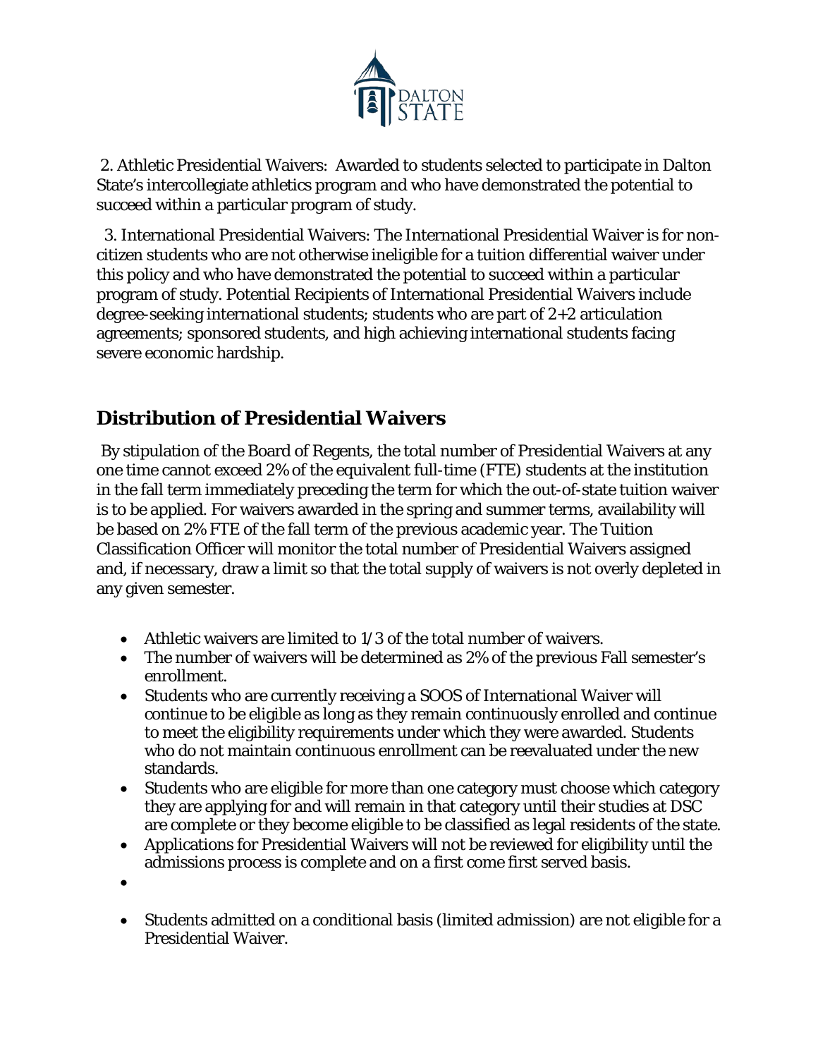2. Athletic Presidential Waivers: Awarded to students selected to participate in Dalton State's intercollegiate athletics program and who have demonstrated the potential to succeed within a particular program of study.

3. International Presidential Waivers: The International Presidential Waiver is for non-citizen students who are not otherwise ineligible for a tuition differential waiver under this policy and who have demonstrated the potential to succeed within a particular program of study. Potential Recipients of International Presidential Waivers include degree-seeking international students; students who are part of 2+2 articulation agreements; sponsored students, and high achieving international students facing severe economic hardship.

## Distribution of Presidential Waivers

By stipulation of the Board of Regents, the total number of Presidential Waivers at any one time cannot exceed 2% of the equivalent full-time (FTE) students at the institution in the fall term immediately preceding the term for which the out-of-state tuition waiver is to be applied. For waivers awarded in the spring and summer terms, availability will be based on 2% FTE of the fall term of the previous academic year. The Tuition Classification Officer will monitor the total number of Presidential Waivers assigned and, if necessary, draw a limit so that the total supply of waivers is not overly depleted in any given semester.

- Athletic waivers are limited to 1/3 of the total number of waivers.
- The number of waivers will be determined as 2% of the previous Fall semester's enrollment.
- Students who are currently receiving a SOOS of International Waiver will continue to be eligible as long as they remain continuously enrolled and continue to meet the eligibility requirements under which they were awarded. Students who do not maintain continuous enrollment can be reevaluated under the new standards.
- Students who are eligible for more than one category must choose which category they are applying for and will remain in that category until their studies at DSC are complete or they become eligible to be classified as legal residents of the state.
- Applications for Presidential Waivers will not be reviewed for eligibility until the admissions process is complete and on a first come first served basis.
- Students admitted on a conditional basis (limited admission) are not eligible for a Presidential Waiver.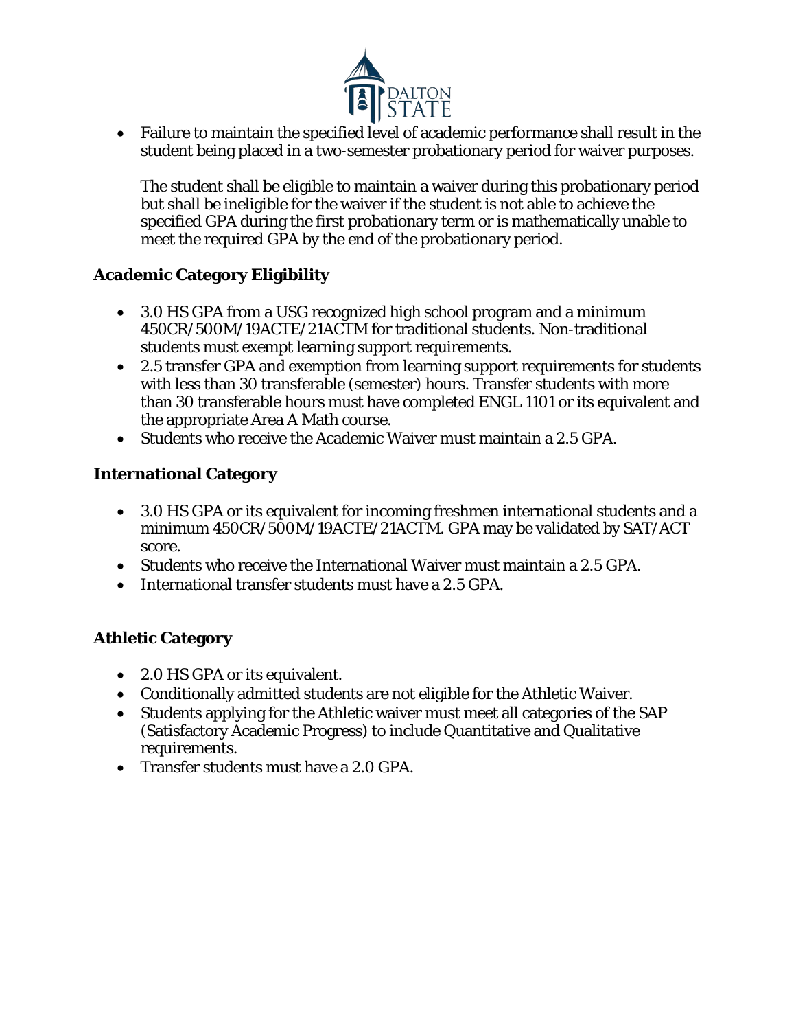- Failure to maintain the specified level of academic performance shall result in the student being placed in a two-semester probationary period for waiver purposes.

  The student shall be eligible to maintain a waiver during this probationary period but shall be ineligible for the waiver if the student is not able to achieve the specified GPA during the first probationary term or is mathematically unable to meet the required GPA by the end of the probationary period.

### Academic Category Eligibility

- 3.0 HS GPA from a USG recognized high school program and a minimum 450CR/500M/19ACTE/21ACTM for traditional students. Non-traditional students must exempt learning support requirements.
- 2.5 transfer GPA and exemption from learning support requirements for students with less than 30 transferable (semester) hours. Transfer students with more than 30 transferable hours must have completed ENGL 1101 or its equivalent and the appropriate Area A Math course.
- Students who receive the Academic Waiver must maintain a 2.5 GPA.

### International Category

- 3.0 HS GPA or its equivalent for incoming freshmen international students and a minimum 450CR/500M/19ACTE/21ACTM. GPA may be validated by SAT/ACT score.
- Students who receive the International Waiver must maintain a 2.5 GPA.
- International transfer students must have a 2.5 GPA.

### Athletic Category

- 2.0 HS GPA or its equivalent.
- Conditionally admitted students are not eligible for the Athletic Waiver.
- Students applying for the Athletic waiver must meet all categories of the SAP (Satisfactory Academic Progress) to include Quantitative and Qualitative requirements.
- Transfer students must have a 2.0 GPA.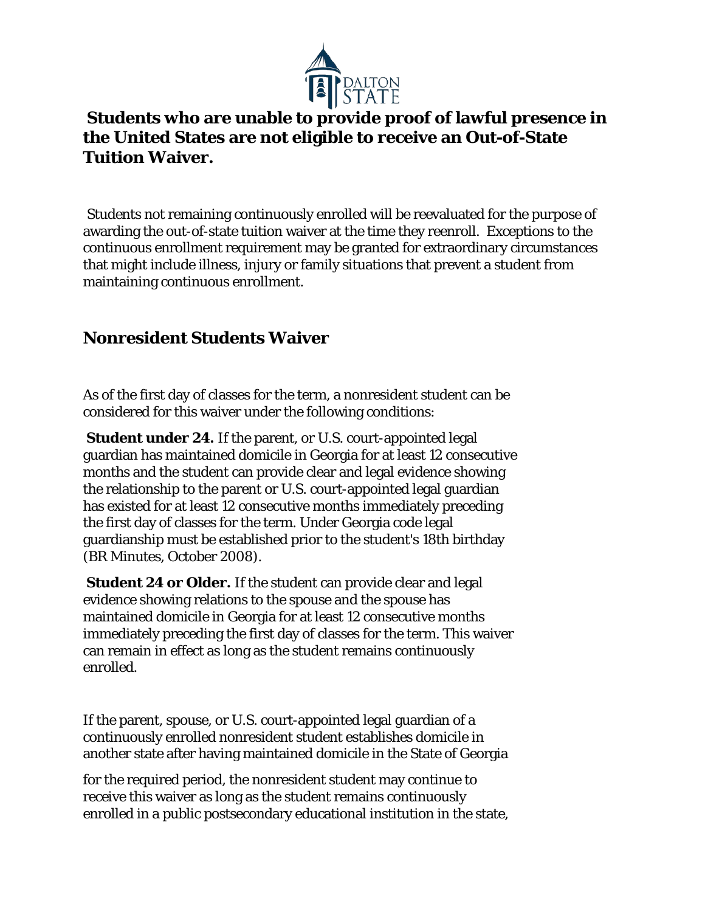**Students who are unable to provide proof of lawful presence in the United States are not eligible to receive an Out-of-State Tuition Waiver.**

Students not remaining continuously enrolled will be reevaluated for the purpose of awarding the out-of-state tuition waiver at the time they reenroll. Exceptions to the continuous enrollment requirement may be granted for extraordinary circumstances that might include illness, injury or family situations that prevent a student from maintaining continuous enrollment.

## Nonresident Students Waiver

As of the first day of classes for the term, a nonresident student can be considered for this waiver under the following conditions:

**Student under 24.** If the parent, or U.S. court-appointed legal guardian has maintained domicile in Georgia for at least 12 consecutive months and the student can provide clear and legal evidence showing the relationship to the parent or U.S. court-appointed legal guardian has existed for at least 12 consecutive months immediately preceding the first day of classes for the term. Under Georgia code legal guardianship must be established prior to the student's 18th birthday (BR Minutes, October 2008).

**Student 24 or Older.** If the student can provide clear and legal evidence showing relations to the spouse and the spouse has maintained domicile in Georgia for at least 12 consecutive months immediately preceding the first day of classes for the term. This waiver can remain in effect as long as the student remains continuously enrolled.

If the parent, spouse, or U.S. court-appointed legal guardian of a continuously enrolled nonresident student establishes domicile in another state after having maintained domicile in the State of Georgia for the required period, the nonresident student may continue to receive this waiver as long as the student remains continuously enrolled in a public postsecondary educational institution in the state,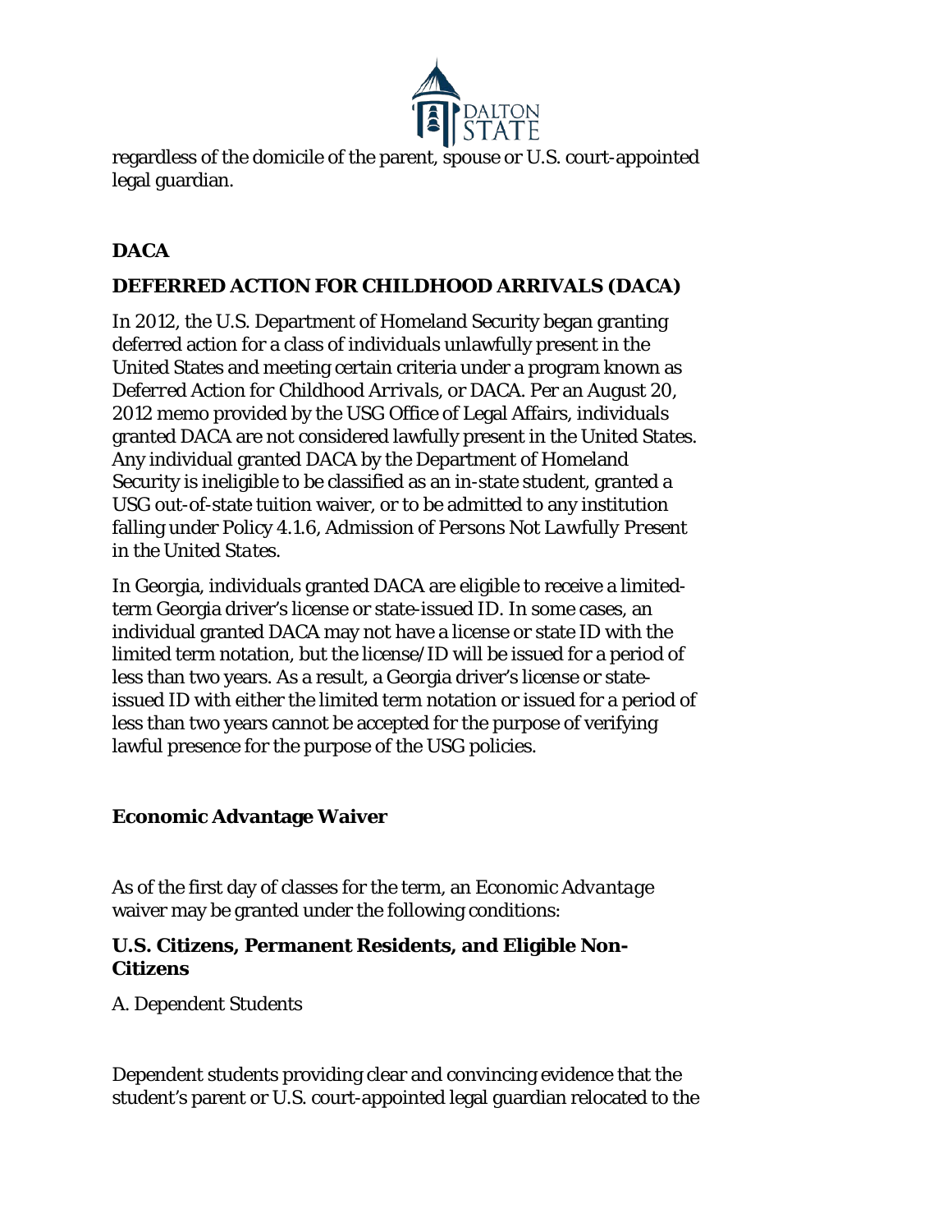regardless of the domicile of the parent, spouse or U.S. court-appointed legal guardian.

## DACA

### DEFERRED ACTION FOR CHILDHOOD ARRIVALS (DACA)

In 2012, the U.S. Department of Homeland Security began granting deferred action for a class of individuals unlawfully present in the United States and meeting certain criteria under a program known as *Deferred Action for Childhood Arrivals*, or DACA. Per an August 20, 2012 memo provided by the USG Office of Legal Affairs, individuals granted DACA are not considered lawfully present in the United States. Any individual granted DACA by the Department of Homeland Security is ineligible to be classified as an in-state student, granted a USG out-of-state tuition waiver, or to be admitted to any institution falling under Policy 4.1.6, *Admission of Persons Not Lawfully Present in the United States*.

In Georgia, individuals granted DACA are eligible to receive a limited-term Georgia driver's license or state-issued ID. In some cases, an individual granted DACA may not have a license or state ID with the limited term notation, but the license/ID will be issued for a period of less than two years. As a result, a Georgia driver's license or state-issued ID with either the limited term notation or issued for a period of less than two years cannot be accepted for the purpose of verifying lawful presence for the purpose of the USG policies.

## Economic Advantage Waiver

As of the first day of classes for the term, an *Economic Advantage* waiver may be granted under the following conditions:

### U.S. Citizens, Permanent Residents, and Eligible Non-Citizens

A. Dependent Students

Dependent students providing clear and convincing evidence that the student's parent or U.S. court-appointed legal guardian relocated to the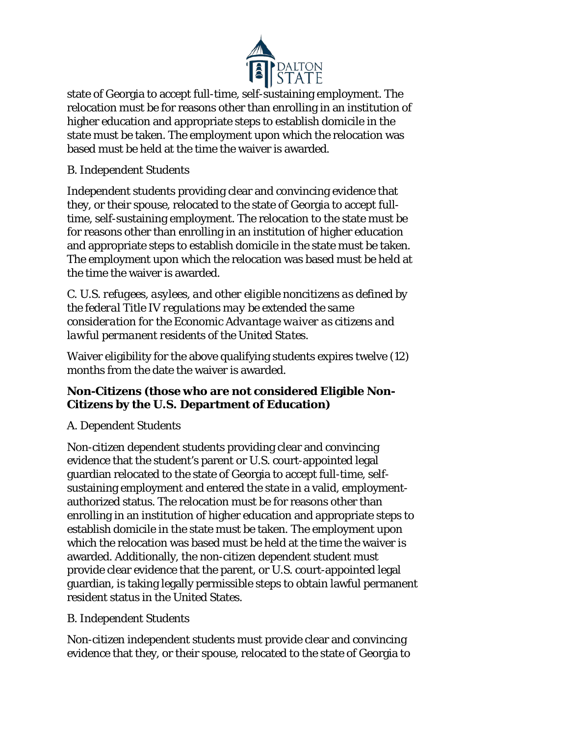state of Georgia to accept full-time, self-sustaining employment. The relocation must be for reasons other than enrolling in an institution of higher education and appropriate steps to establish domicile in the state must be taken. The employment upon which the relocation was based must be held at the time the waiver is awarded.

B. Independent Students

Independent students providing clear and convincing evidence that they, or their spouse, relocated to the state of Georgia to accept full-time, self-sustaining employment. The relocation to the state must be for reasons other than enrolling in an institution of higher education and appropriate steps to establish domicile in the state must be taken. The employment upon which the relocation was based must be held at the time the waiver is awarded.

*C. U.S. refugees, asylees, and other eligible noncitizens as defined by the federal Title IV regulations may be extended the same consideration for the Economic Advantage waiver as citizens and lawful permanent residents of the United States.*

Waiver eligibility for the above qualifying students expires twelve (12) months from the date the waiver is awarded.

**Non-Citizens (those who are not considered Eligible Non-Citizens by the U.S. Department of Education)**

A. Dependent Students

Non-citizen dependent students providing clear and convincing evidence that the student's parent or U.S. court-appointed legal guardian relocated to the state of Georgia to accept full-time, self-sustaining employment and entered the state in a valid, employment-authorized status. The relocation must be for reasons other than enrolling in an institution of higher education and appropriate steps to establish domicile in the state must be taken. The employment upon which the relocation was based must be held at the time the waiver is awarded. Additionally, the non-citizen dependent student must provide clear evidence that the parent, or U.S. court-appointed legal guardian, is taking legally permissible steps to obtain lawful permanent resident status in the United States.

B. Independent Students

Non-citizen independent students must provide clear and convincing evidence that they, or their spouse, relocated to the state of Georgia to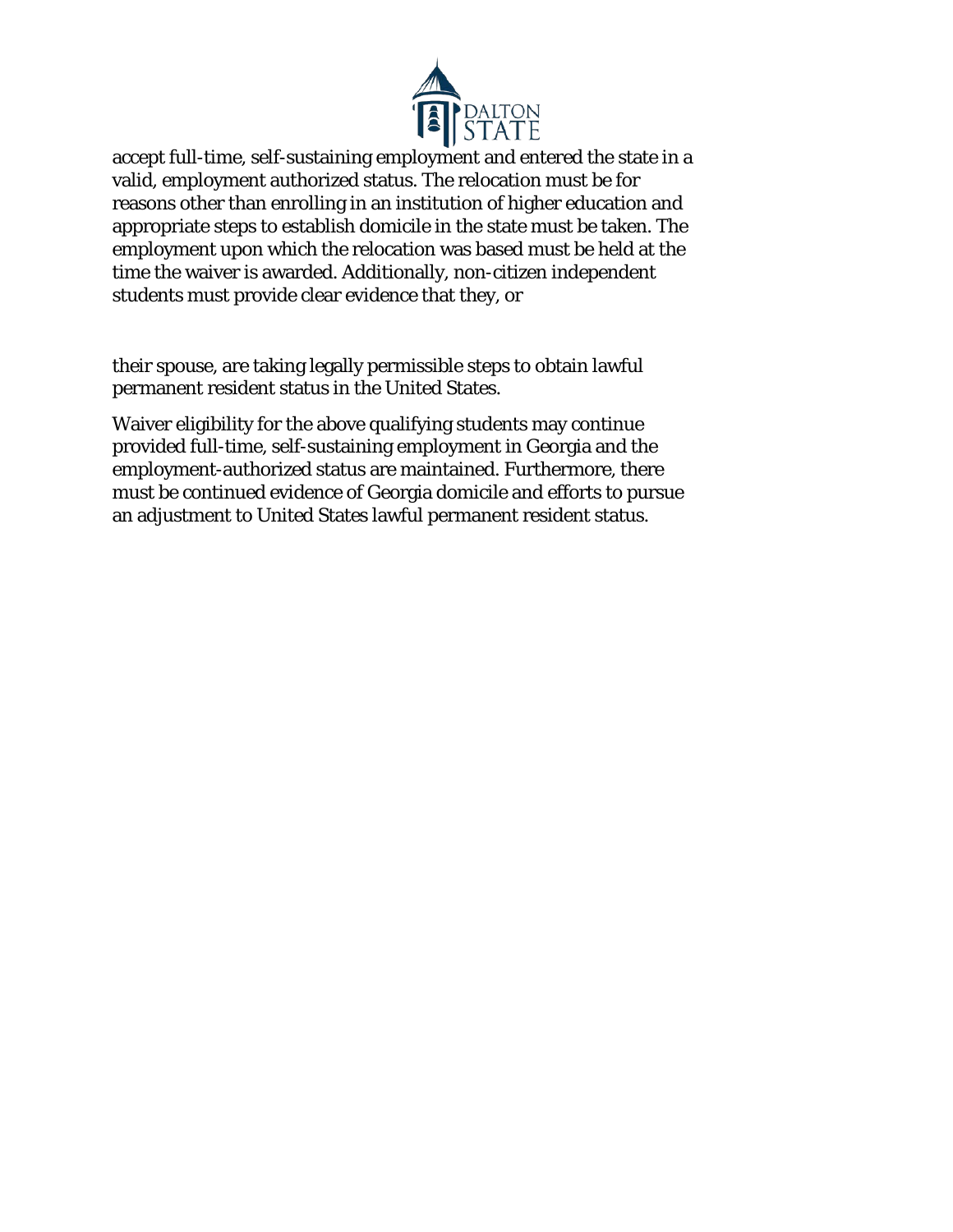accept full-time, self-sustaining employment and entered the state in a valid, employment authorized status. The relocation must be for reasons other than enrolling in an institution of higher education and appropriate steps to establish domicile in the state must be taken. The employment upon which the relocation was based must be held at the time the waiver is awarded. Additionally, non-citizen independent students must provide clear evidence that they, or their spouse, are taking legally permissible steps to obtain lawful permanent resident status in the United States.

Waiver eligibility for the above qualifying students may continue provided full-time, self-sustaining employment in Georgia and the employment-authorized status are maintained. Furthermore, there must be continued evidence of Georgia domicile and efforts to pursue an adjustment to United States lawful permanent resident status.